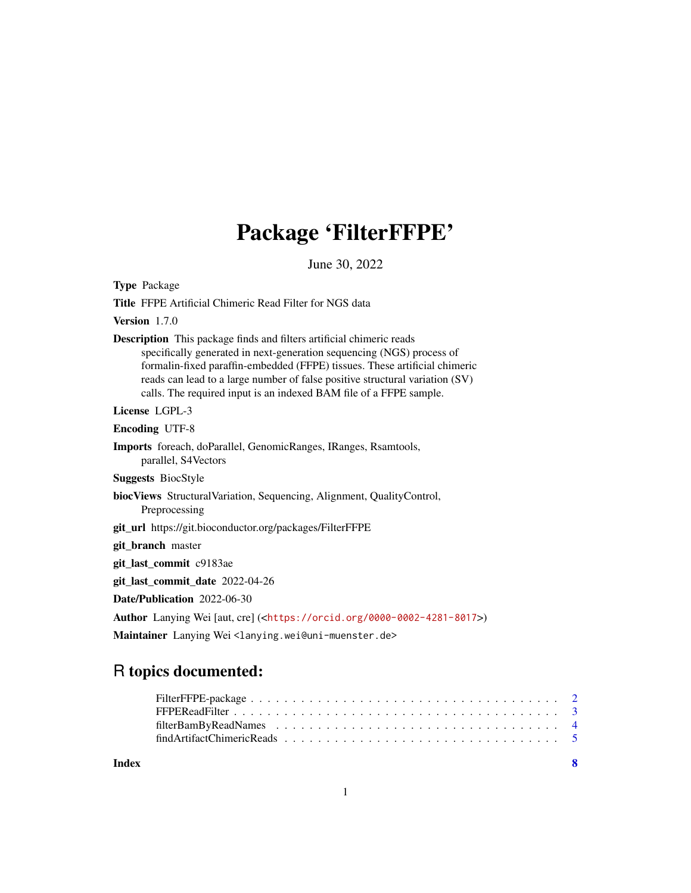# Package 'FilterFFPE'

June 30, 2022

**Type** Package

**Title** FFPE Artificial Chimeric Read Filter for NGS data

**Version** 1.7.0

**Description** This package finds and filters artificial chimeric reads specifically generated in next-generation sequencing (NGS) process of formalin-fixed paraffin-embedded (FFPE) tissues. These artificial chimeric reads can lead to a large number of false positive structural variation (SV) calls. The required input is an indexed BAM file of a FFPE sample.

**License** LGPL-3

**Encoding** UTF-8

**Imports** foreach, doParallel, GenomicRanges, IRanges, Rsamtools, parallel, S4Vectors

**Suggests** BiocStyle

**biocViews** StructuralVariation, Sequencing, Alignment, QualityControl, Preprocessing

**git_url** https://git.bioconductor.org/packages/FilterFFPE

**git_branch** master

**git_last_commit** c9183ae

**git_last_commit_date** 2022-04-26

**Date/Publication** 2022-06-30

**Author** Lanying Wei [aut, cre] (<https://orcid.org/0000-0002-4281-8017>)

**Maintainer** Lanying Wei <lanying.wei@uni-muenster.de>

## R topics documented:

FilterFFPE-package . . . . . . . . . . . . . . . . . . . . . . . . . . . . . . . . . . . . 2
FFPEReadFilter . . . . . . . . . . . . . . . . . . . . . . . . . . . . . . . . . . . . . . 3
filterBamByReadNames . . . . . . . . . . . . . . . . . . . . . . . . . . . . . . . . . . 4
findArtifactChimericReads . . . . . . . . . . . . . . . . . . . . . . . . . . . . . . . . 5

**Index** 8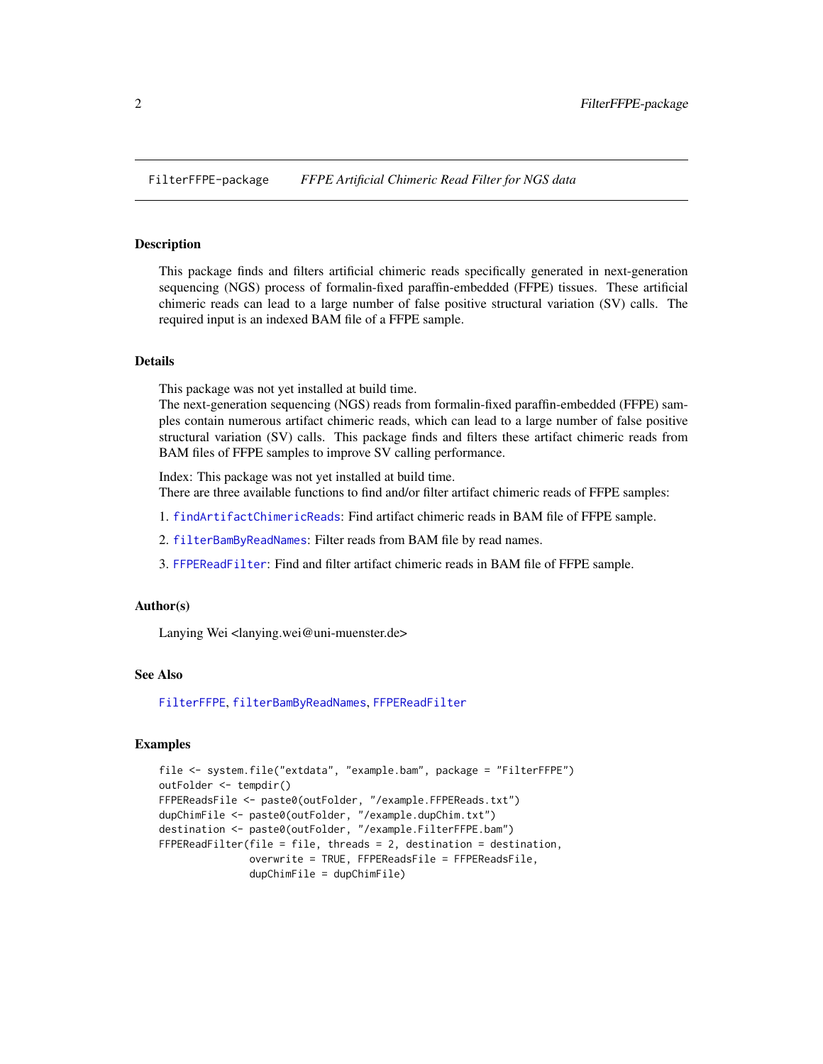FilterFFPE-package *FFPE Artificial Chimeric Read Filter for NGS data*

## Description

This package finds and filters artificial chimeric reads specifically generated in next-generation sequencing (NGS) process of formalin-fixed paraffin-embedded (FFPE) tissues. These artificial chimeric reads can lead to a large number of false positive structural variation (SV) calls. The required input is an indexed BAM file of a FFPE sample.

## Details

This package was not yet installed at build time.
The next-generation sequencing (NGS) reads from formalin-fixed paraffin-embedded (FFPE) samples contain numerous artifact chimeric reads, which can lead to a large number of false positive structural variation (SV) calls. This package finds and filters these artifact chimeric reads from BAM files of FFPE samples to improve SV calling performance.

Index: This package was not yet installed at build time.
There are three available functions to find and/or filter artifact chimeric reads of FFPE samples:

1. `findArtifactChimericReads`: Find artifact chimeric reads in BAM file of FFPE sample.
2. `filterBamByReadNames`: Filter reads from BAM file by read names.
3. `FFPEReadFilter`: Find and filter artifact chimeric reads in BAM file of FFPE sample.

## Author(s)

Lanying Wei <lanying.wei@uni-muenster.de>

## See Also

`FilterFFPE`, `filterBamByReadNames`, `FFPEReadFilter`

## Examples

```
file <- system.file("extdata", "example.bam", package = "FilterFFPE")
outFolder <- tempdir()
FFPEReadsFile <- paste0(outFolder, "/example.FFPEReads.txt")
dupChimFile <- paste0(outFolder, "/example.dupChim.txt")
destination <- paste0(outFolder, "/example.FilterFFPE.bam")
FFPEReadFilter(file = file, threads = 2, destination = destination,
               overwrite = TRUE, FFPEReadsFile = FFPEReadsFile,
               dupChimFile = dupChimFile)
```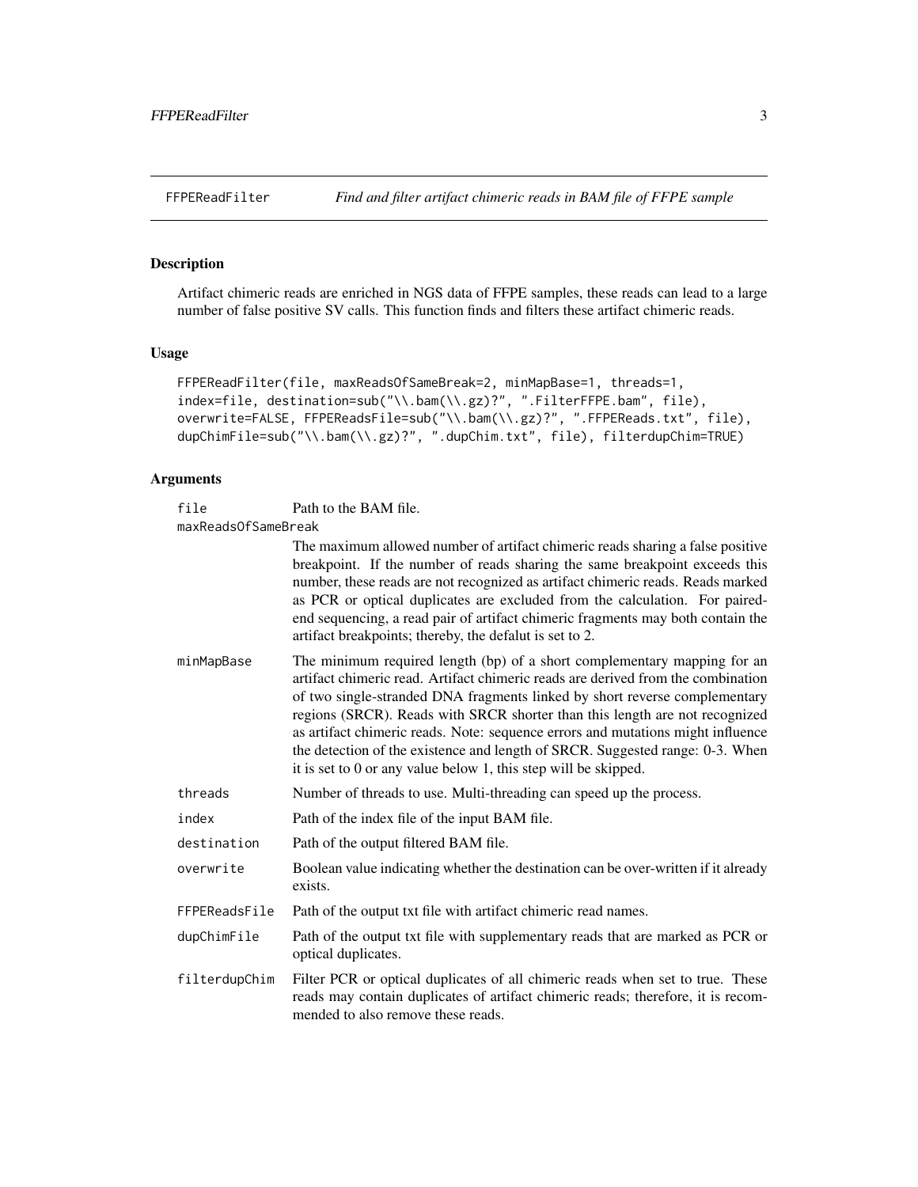FFPEReadFilter *Find and filter artifact chimeric reads in BAM file of FFPE sample*

## Description

Artifact chimeric reads are enriched in NGS data of FFPE samples, these reads can lead to a large number of false positive SV calls. This function finds and filters these artifact chimeric reads.

## Usage

```
FFPEReadFilter(file, maxReadsOfSameBreak=2, minMapBase=1, threads=1,
index=file, destination=sub("\\.bam(\\.gz)?", ".FilterFFPE.bam", file),
overwrite=FALSE, FFPEReadsFile=sub("\\.bam(\\.gz)?", ".FFPEReads.txt", file),
dupChimFile=sub("\\.bam(\\.gz)?", ".dupChim.txt", file), filterdupChim=TRUE)
```

## Arguments

| | |
|---|---|
| `file` | Path to the BAM file. |
| `maxReadsOfSameBreak` | The maximum allowed number of artifact chimeric reads sharing a false positive breakpoint. If the number of reads sharing the same breakpoint exceeds this number, these reads are not recognized as artifact chimeric reads. Reads marked as PCR or optical duplicates are excluded from the calculation. For paired-end sequencing, a read pair of artifact chimeric fragments may both contain the artifact breakpoints; thereby, the defalut is set to 2. |
| `minMapBase` | The minimum required length (bp) of a short complementary mapping for an artifact chimeric read. Artifact chimeric reads are derived from the combination of two single-stranded DNA fragments linked by short reverse complementary regions (SRCR). Reads with SRCR shorter than this length are not recognized as artifact chimeric reads. Note: sequence errors and mutations might influence the detection of the existence and length of SRCR. Suggested range: 0-3. When it is set to 0 or any value below 1, this step will be skipped. |
| `threads` | Number of threads to use. Multi-threading can speed up the process. |
| `index` | Path of the index file of the input BAM file. |
| `destination` | Path of the output filtered BAM file. |
| `overwrite` | Boolean value indicating whether the destination can be over-written if it already exists. |
| `FFPEReadsFile` | Path of the output txt file with artifact chimeric read names. |
| `dupChimFile` | Path of the output txt file with supplementary reads that are marked as PCR or optical duplicates. |
| `filterdupChim` | Filter PCR or optical duplicates of all chimeric reads when set to true. These reads may contain duplicates of artifact chimeric reads; therefore, it is recommended to also remove these reads. |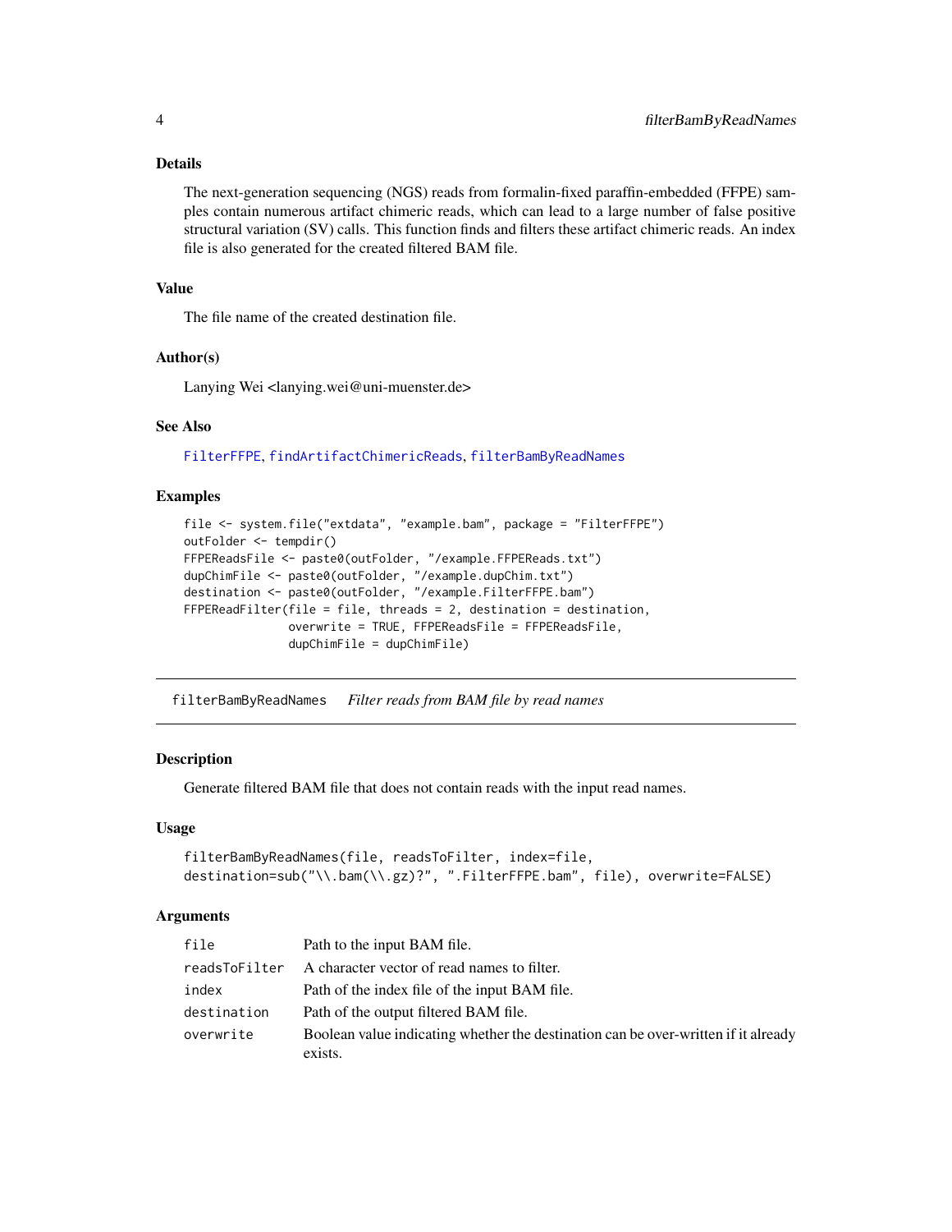### Details

The next-generation sequencing (NGS) reads from formalin-fixed paraffin-embedded (FFPE) samples contain numerous artifact chimeric reads, which can lead to a large number of false positive structural variation (SV) calls. This function finds and filters these artifact chimeric reads. An index file is also generated for the created filtered BAM file.

### Value

The file name of the created destination file.

### Author(s)

Lanying Wei <lanying.wei@uni-muenster.de>

### See Also

FilterFFPE, findArtifactChimericReads, filterBamByReadNames

### Examples

```
file <- system.file("extdata", "example.bam", package = "FilterFFPE")
outFolder <- tempdir()
FFPEReadsFile <- paste0(outFolder, "/example.FFPEReads.txt")
dupChimFile <- paste0(outFolder, "/example.dupChim.txt")
destination <- paste0(outFolder, "/example.FilterFFPE.bam")
FFPEReadFilter(file = file, threads = 2, destination = destination,
               overwrite = TRUE, FFPEReadsFile = FFPEReadsFile,
               dupChimFile = dupChimFile)
```

---

## filterBamByReadNames    *Filter reads from BAM file by read names*

---

### Description

Generate filtered BAM file that does not contain reads with the input read names.

### Usage

```
filterBamByReadNames(file, readsToFilter, index=file,
destination=sub("\\.bam(\\.gz)?", ".FilterFFPE.bam", file), overwrite=FALSE)
```

### Arguments

| | |
|---|---|
| file | Path to the input BAM file. |
| readsToFilter | A character vector of read names to filter. |
| index | Path of the index file of the input BAM file. |
| destination | Path of the output filtered BAM file. |
| overwrite | Boolean value indicating whether the destination can be over-written if it already exists. |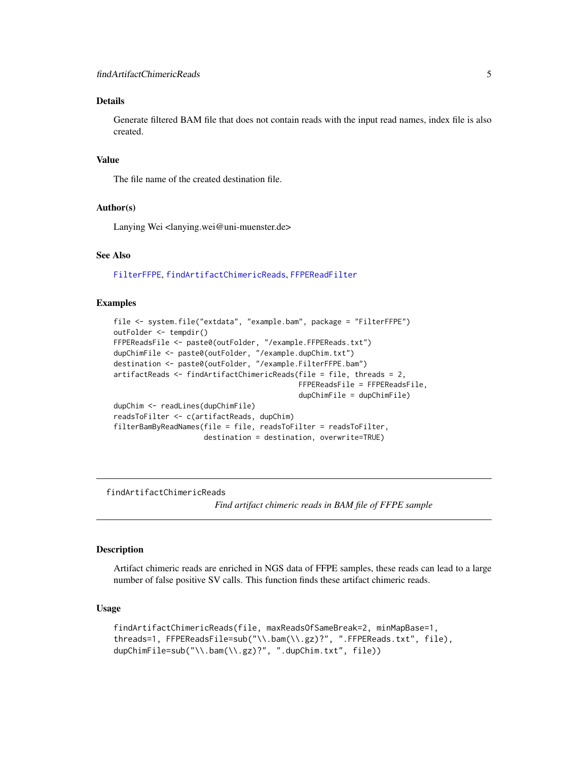## Details

Generate filtered BAM file that does not contain reads with the input read names, index file is also created.

## Value

The file name of the created destination file.

## Author(s)

Lanying Wei <lanying.wei@uni-muenster.de>

## See Also

FilterFFPE, findArtifactChimericReads, FFPEReadFilter

## Examples

```
file <- system.file("extdata", "example.bam", package = "FilterFFPE")
outFolder <- tempdir()
FFPEReadsFile <- paste0(outFolder, "/example.FFPEReads.txt")
dupChimFile <- paste0(outFolder, "/example.dupChim.txt")
destination <- paste0(outFolder, "/example.FilterFFPE.bam")
artifactReads <- findArtifactChimericReads(file = file, threads = 2,
                                           FFPEReadsFile = FFPEReadsFile,
                                           dupChimFile = dupChimFile)
dupChim <- readLines(dupChimFile)
readsToFilter <- c(artifactReads, dupChim)
filterBamByReadNames(file = file, readsToFilter = readsToFilter,
                     destination = destination, overwrite=TRUE)
```

---

# findArtifactChimericReads

*Find artifact chimeric reads in BAM file of FFPE sample*

---

## Description

Artifact chimeric reads are enriched in NGS data of FFPE samples, these reads can lead to a large number of false positive SV calls. This function finds these artifact chimeric reads.

## Usage

```
findArtifactChimericReads(file, maxReadsOfSameBreak=2, minMapBase=1,
threads=1, FFPEReadsFile=sub("\\.bam(\\.gz)?", ".FFPEReads.txt", file),
dupChimFile=sub("\\.bam(\\.gz)?", ".dupChim.txt", file))
```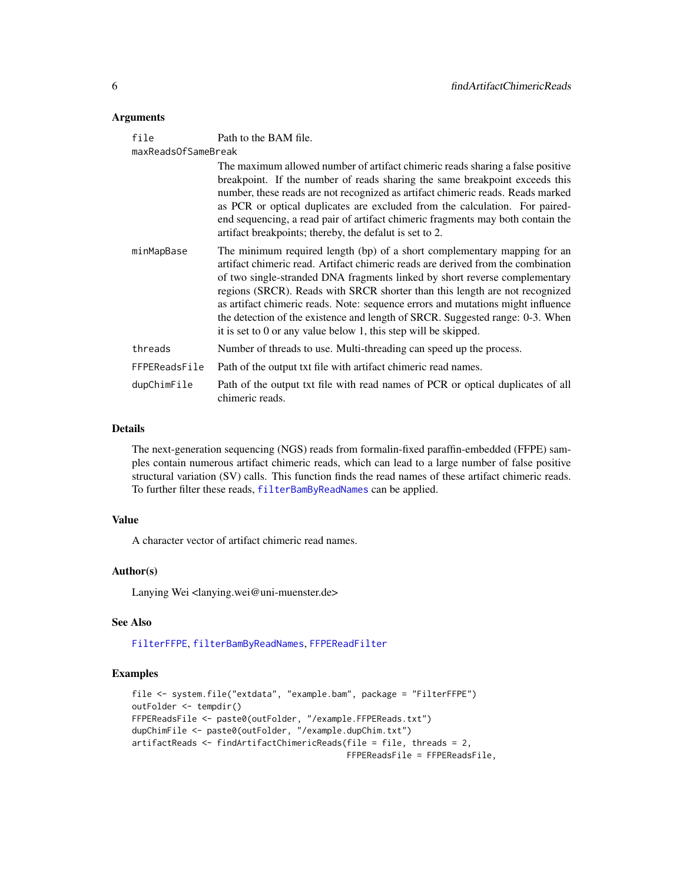## Arguments

| | |
|---|---|
| `file` | Path to the BAM file. |
| `maxReadsOfSameBreak` | The maximum allowed number of artifact chimeric reads sharing a false positive breakpoint. If the number of reads sharing the same breakpoint exceeds this number, these reads are not recognized as artifact chimeric reads. Reads marked as PCR or optical duplicates are excluded from the calculation. For paired-end sequencing, a read pair of artifact chimeric fragments may both contain the artifact breakpoints; thereby, the defalut is set to 2. |
| `minMapBase` | The minimum required length (bp) of a short complementary mapping for an artifact chimeric read. Artifact chimeric reads are derived from the combination of two single-stranded DNA fragments linked by short reverse complementary regions (SRCR). Reads with SRCR shorter than this length are not recognized as artifact chimeric reads. Note: sequence errors and mutations might influence the detection of the existence and length of SRCR. Suggested range: 0-3. When it is set to 0 or any value below 1, this step will be skipped. |
| `threads` | Number of threads to use. Multi-threading can speed up the process. |
| `FFPEReadsFile` | Path of the output txt file with artifact chimeric read names. |
| `dupChimFile` | Path of the output txt file with read names of PCR or optical duplicates of all chimeric reads. |

## Details

The next-generation sequencing (NGS) reads from formalin-fixed paraffin-embedded (FFPE) samples contain numerous artifact chimeric reads, which can lead to a large number of false positive structural variation (SV) calls. This function finds the read names of these artifact chimeric reads. To further filter these reads, `filterBamByReadNames` can be applied.

## Value

A character vector of artifact chimeric read names.

## Author(s)

Lanying Wei <lanying.wei@uni-muenster.de>

## See Also

`FilterFFPE`, `filterBamByReadNames`, `FFPEReadFilter`

## Examples

```
file <- system.file("extdata", "example.bam", package = "FilterFFPE")
outFolder <- tempdir()
FFPEReadsFile <- paste0(outFolder, "/example.FFPEReads.txt")
dupChimFile <- paste0(outFolder, "/example.dupChim.txt")
artifactReads <- findArtifactChimericReads(file = file, threads = 2,
                                            FFPEReadsFile = FFPEReadsFile,
```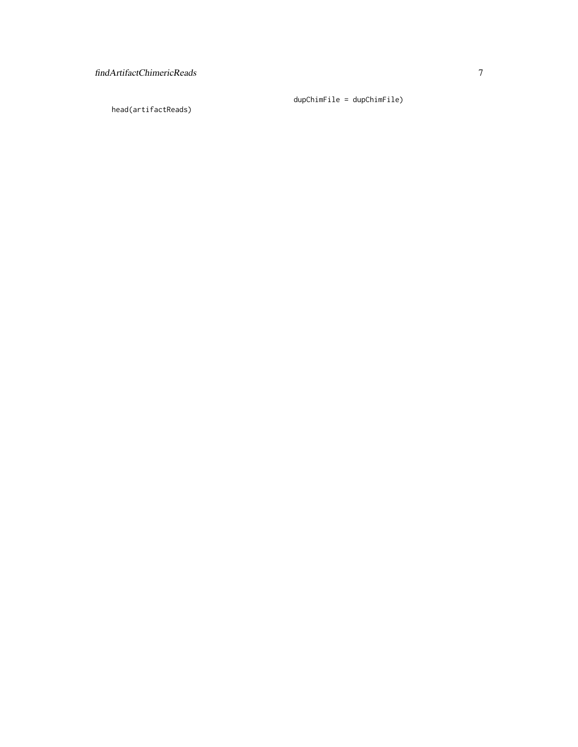```
                                      dupChimFile = dupChimFile)
head(artifactReads)
```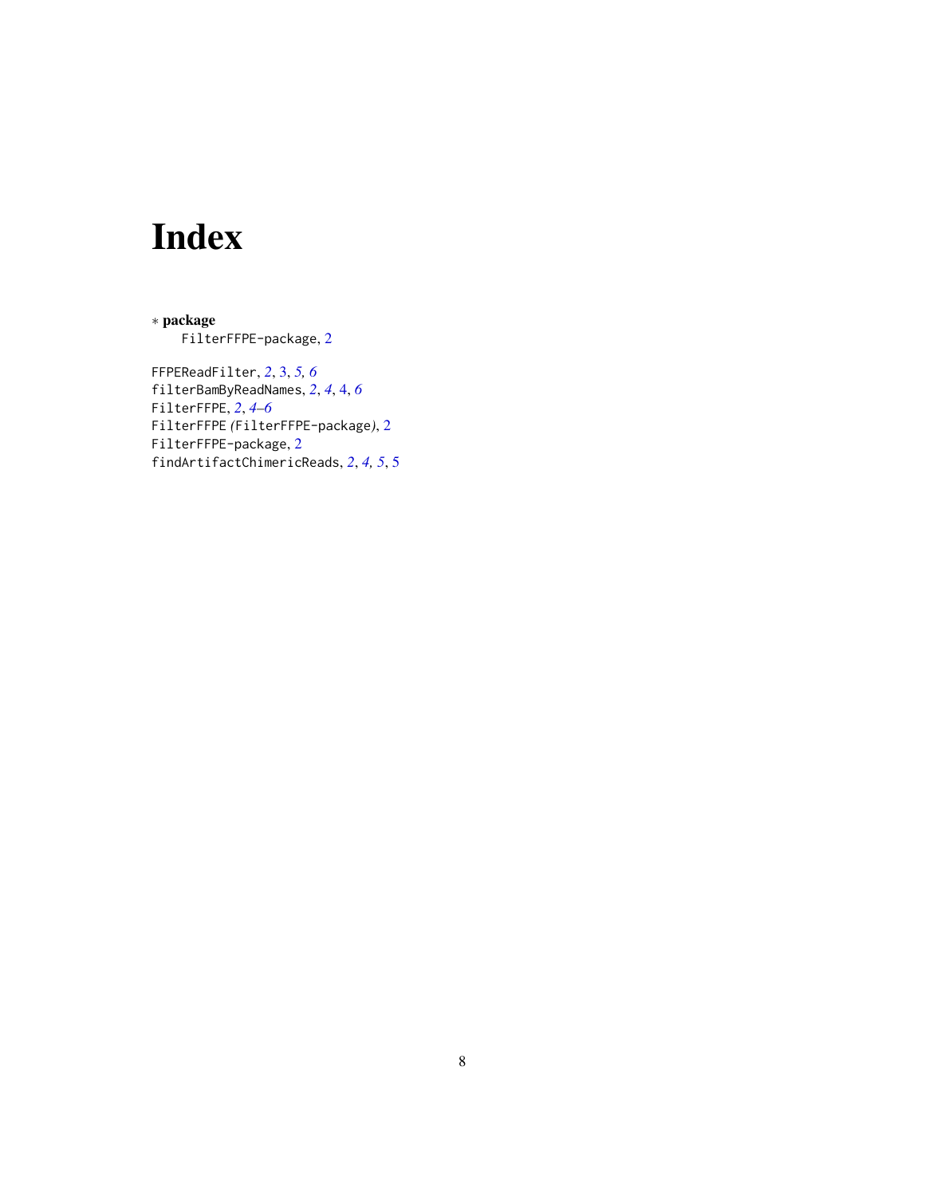# Index

∗ **package**
    FilterFFPE-package, 2

FFPEReadFilter, *2*, 3, *5, 6*
filterBamByReadNames, *2*, *4*, 4, *6*
FilterFFPE, *2*, *4–6*
FilterFFPE *(*FilterFFPE-package*)*, 2
FilterFFPE-package, 2
findArtifactChimericReads, *2*, *4, 5*, 5